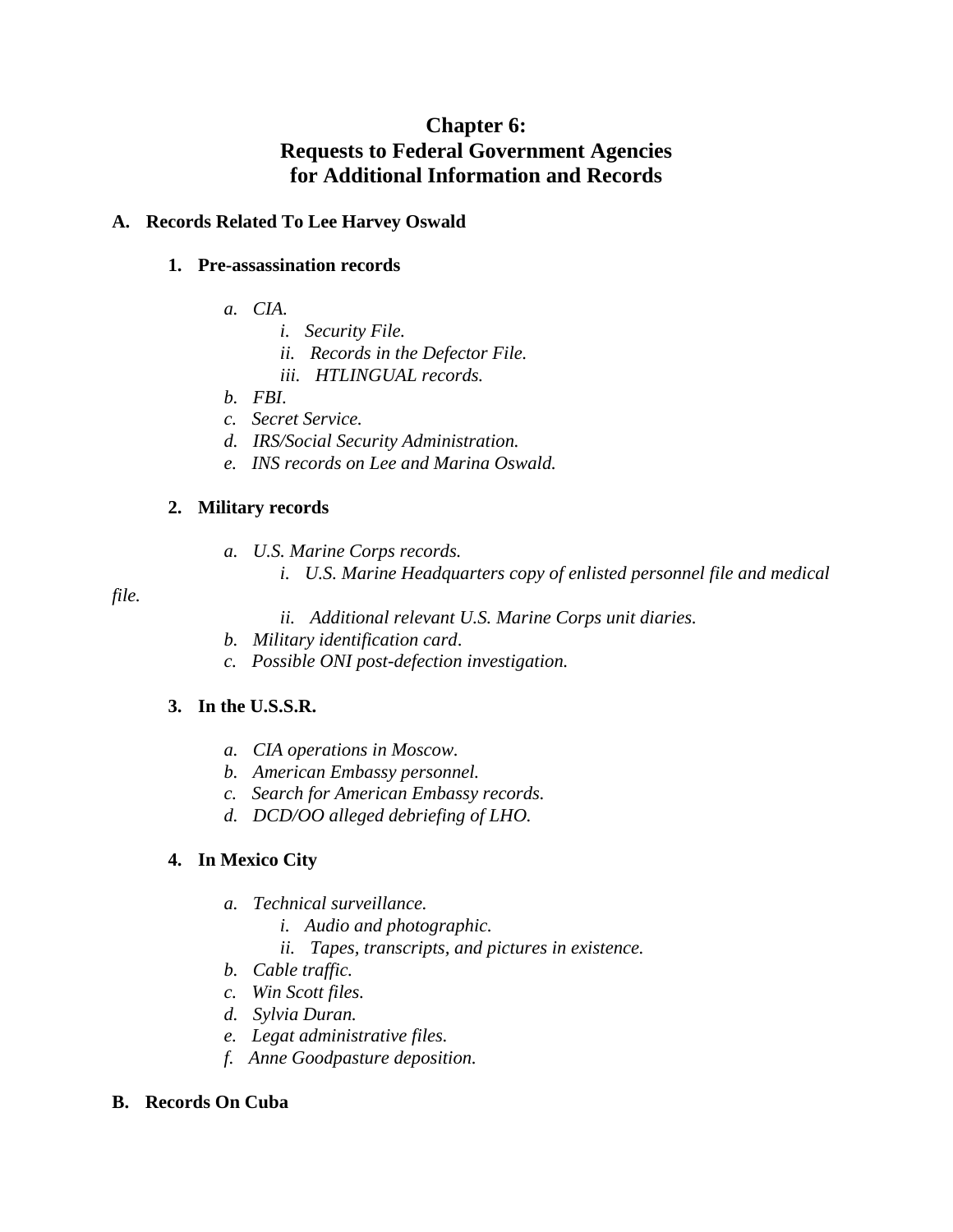# Chapter 6: Requests to Federal Government Agencies for Additional Information and Records

## A. Records Related To Lee Harvey Oswald

### 1. Pre-assassination records

- *a. CIA.*
  - *i. Security File.*
  - *ii. Records in the Defector File.*
  - *iii. HTLINGUAL records.*
- *b. FBI.*
- *c. Secret Service.*
- *d. IRS/Social Security Administration.*
- *e. INS records on Lee and Marina Oswald.*

### 2. Military records

- *a. U.S. Marine Corps records.*
  - *i. U.S. Marine Headquarters copy of enlisted personnel file and medical file.*
  - *ii. Additional relevant U.S. Marine Corps unit diaries.*
- *b. Military identification card.*
- *c. Possible ONI post-defection investigation.*

### 3. In the U.S.S.R.

- *a. CIA operations in Moscow.*
- *b. American Embassy personnel.*
- *c. Search for American Embassy records.*
- *d. DCD/OO alleged debriefing of LHO.*

### 4. In Mexico City

- *a. Technical surveillance.*
  - *i. Audio and photographic.*
  - *ii. Tapes, transcripts, and pictures in existence.*
- *b. Cable traffic.*
- *c. Win Scott files.*
- *d. Sylvia Duran.*
- *e. Legat administrative files.*
- *f. Anne Goodpasture deposition.*

## B. Records On Cuba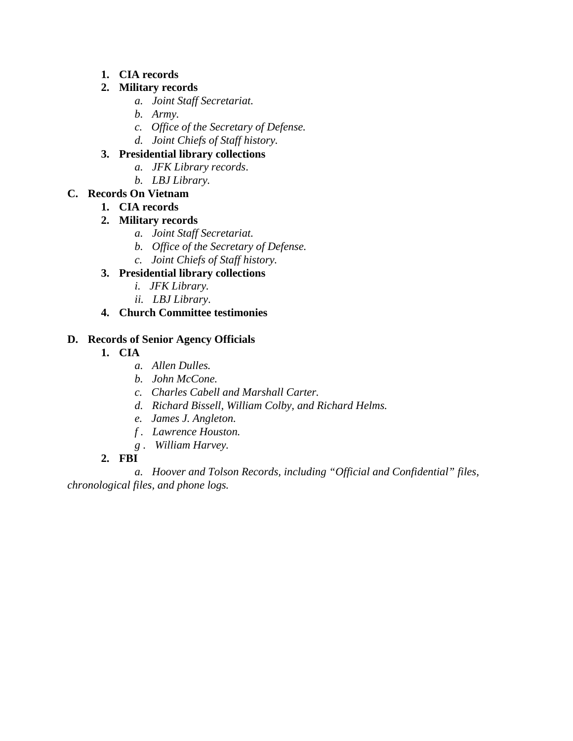1. **CIA records**
2. **Military records**
    a. *Joint Staff Secretariat.*
    b. *Army.*
    c. *Office of the Secretary of Defense.*
    d. *Joint Chiefs of Staff history.*
3. **Presidential library collections**
    a. *JFK Library records*.
    b. *LBJ Library.*

**C. Records On Vietnam**

1. **CIA records**
2. **Military records**
    a. *Joint Staff Secretariat.*
    b. *Office of the Secretary of Defense.*
    c. *Joint Chiefs of Staff history.*
3. **Presidential library collections**
    i. *JFK Library.*
    ii. *LBJ Library*.
4. **Church Committee testimonies**

**D. Records of Senior Agency Officials**

1. **CIA**
    a. *Allen Dulles.*
    b. *John McCone.*
    c. *Charles Cabell and Marshall Carter.*
    d. *Richard Bissell, William Colby, and Richard Helms.*
    e. *James J. Angleton.*
    f . *Lawrence Houston.*
    g . *William Harvey.*
2. **FBI**
    a. *Hoover and Tolson Records, including "Official and Confidential" files, chronological files, and phone logs.*